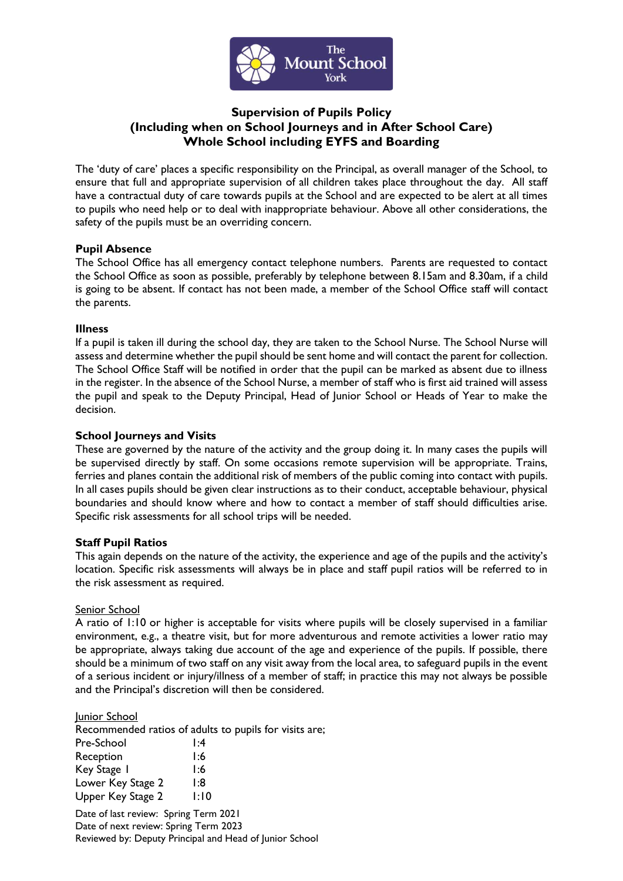# Supervision of Pupils Policy (Including when on School Journeys and in After School Care) Whole School including EYFS and Boarding

The 'duty of care' places a specific responsibility on the Principal, as overall manager of the School, to ensure that full and appropriate supervision of all children takes place throughout the day. All staff have a contractual duty of care towards pupils at the School and are expected to be alert at all times to pupils who need help or to deal with inappropriate behaviour. Above all other considerations, the safety of the pupils must be an overriding concern.

## Pupil Absence

The School Office has all emergency contact telephone numbers. Parents are requested to contact the School Office as soon as possible, preferably by telephone between 8.15am and 8.30am, if a child is going to be absent. If contact has not been made, a member of the School Office staff will contact the parents.

## Illness

If a pupil is taken ill during the school day, they are taken to the School Nurse. The School Nurse will assess and determine whether the pupil should be sent home and will contact the parent for collection. The School Office Staff will be notified in order that the pupil can be marked as absent due to illness in the register. In the absence of the School Nurse, a member of staff who is first aid trained will assess the pupil and speak to the Deputy Principal, Head of Junior School or Heads of Year to make the decision.

## School Journeys and Visits

These are governed by the nature of the activity and the group doing it. In many cases the pupils will be supervised directly by staff. On some occasions remote supervision will be appropriate. Trains, ferries and planes contain the additional risk of members of the public coming into contact with pupils. In all cases pupils should be given clear instructions as to their conduct, acceptable behaviour, physical boundaries and should know where and how to contact a member of staff should difficulties arise. Specific risk assessments for all school trips will be needed.

## Staff Pupil Ratios

This again depends on the nature of the activity, the experience and age of the pupils and the activity's location. Specific risk assessments will always be in place and staff pupil ratios will be referred to in the risk assessment as required.

<u>Senior School</u>

A ratio of 1:10 or higher is acceptable for visits where pupils will be closely supervised in a familiar environment, e.g., a theatre visit, but for more adventurous and remote activities a lower ratio may be appropriate, always taking due account of the age and experience of the pupils. If possible, there should be a minimum of two staff on any visit away from the local area, to safeguard pupils in the event of a serious incident or injury/illness of a member of staff; in practice this may not always be possible and the Principal's discretion will then be considered.

<u>Junior School</u>

Recommended ratios of adults to pupils for visits are;

| | |
|---|---|
| Pre-School | 1:4 |
| Reception | 1:6 |
| Key Stage 1 | 1:6 |
| Lower Key Stage 2 | 1:8 |
| Upper Key Stage 2 | 1:10 |

Date of last review: Spring Term 2021
Date of next review: Spring Term 2023
Reviewed by: Deputy Principal and Head of Junior School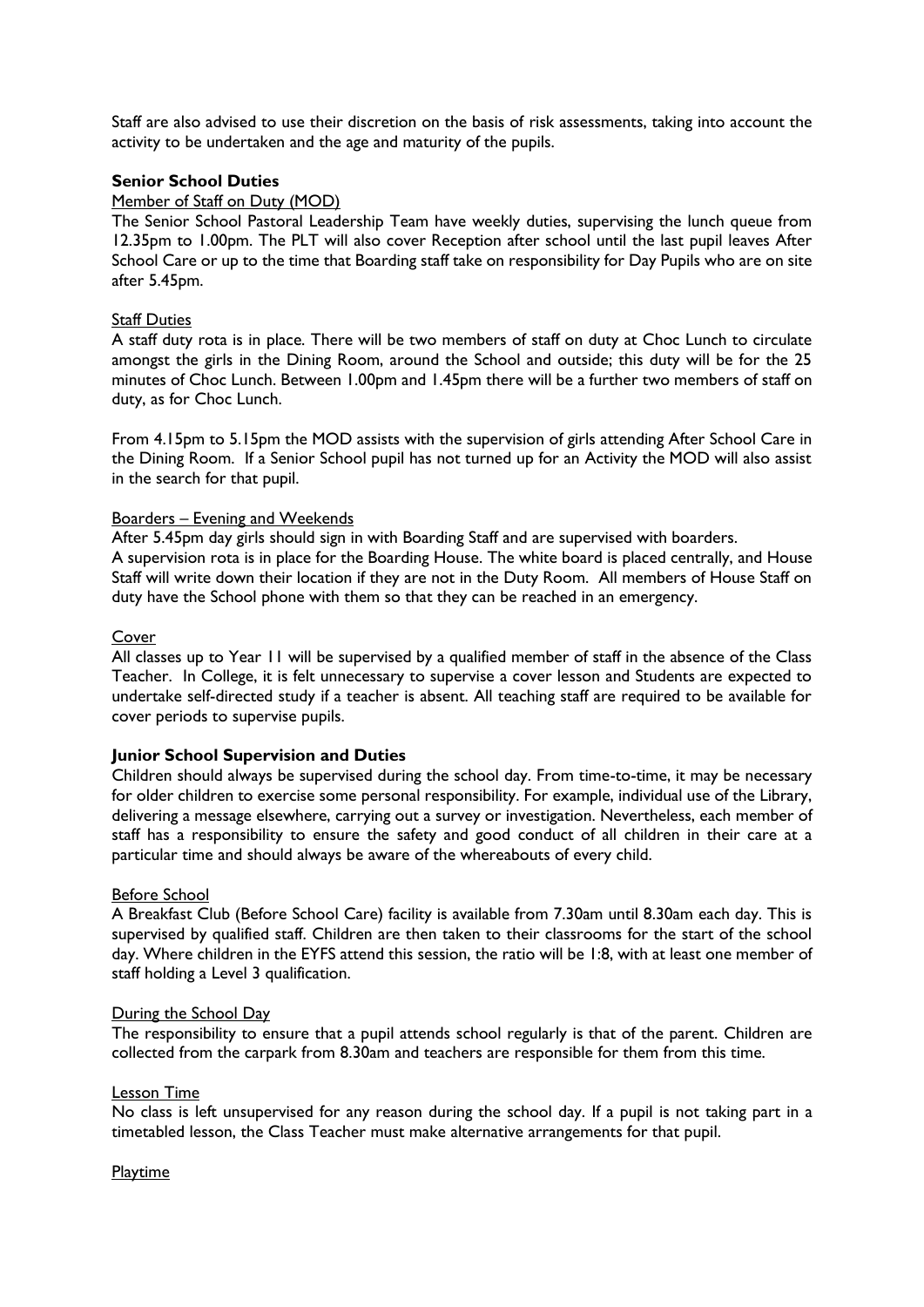Staff are also advised to use their discretion on the basis of risk assessments, taking into account the activity to be undertaken and the age and maturity of the pupils.

### Senior School Duties

Member of Staff on Duty (MOD)

The Senior School Pastoral Leadership Team have weekly duties, supervising the lunch queue from 12.35pm to 1.00pm. The PLT will also cover Reception after school until the last pupil leaves After School Care or up to the time that Boarding staff take on responsibility for Day Pupils who are on site after 5.45pm.

Staff Duties

A staff duty rota is in place. There will be two members of staff on duty at Choc Lunch to circulate amongst the girls in the Dining Room, around the School and outside; this duty will be for the 25 minutes of Choc Lunch. Between 1.00pm and 1.45pm there will be a further two members of staff on duty, as for Choc Lunch.

From 4.15pm to 5.15pm the MOD assists with the supervision of girls attending After School Care in the Dining Room. If a Senior School pupil has not turned up for an Activity the MOD will also assist in the search for that pupil.

Boarders – Evening and Weekends

After 5.45pm day girls should sign in with Boarding Staff and are supervised with boarders.
A supervision rota is in place for the Boarding House. The white board is placed centrally, and House Staff will write down their location if they are not in the Duty Room. All members of House Staff on duty have the School phone with them so that they can be reached in an emergency.

Cover

All classes up to Year 11 will be supervised by a qualified member of staff in the absence of the Class Teacher. In College, it is felt unnecessary to supervise a cover lesson and Students are expected to undertake self-directed study if a teacher is absent. All teaching staff are required to be available for cover periods to supervise pupils.

### Junior School Supervision and Duties

Children should always be supervised during the school day. From time-to-time, it may be necessary for older children to exercise some personal responsibility. For example, individual use of the Library, delivering a message elsewhere, carrying out a survey or investigation. Nevertheless, each member of staff has a responsibility to ensure the safety and good conduct of all children in their care at a particular time and should always be aware of the whereabouts of every child.

Before School

A Breakfast Club (Before School Care) facility is available from 7.30am until 8.30am each day. This is supervised by qualified staff. Children are then taken to their classrooms for the start of the school day. Where children in the EYFS attend this session, the ratio will be 1:8, with at least one member of staff holding a Level 3 qualification.

During the School Day

The responsibility to ensure that a pupil attends school regularly is that of the parent. Children are collected from the carpark from 8.30am and teachers are responsible for them from this time.

Lesson Time

No class is left unsupervised for any reason during the school day. If a pupil is not taking part in a timetabled lesson, the Class Teacher must make alternative arrangements for that pupil.

Playtime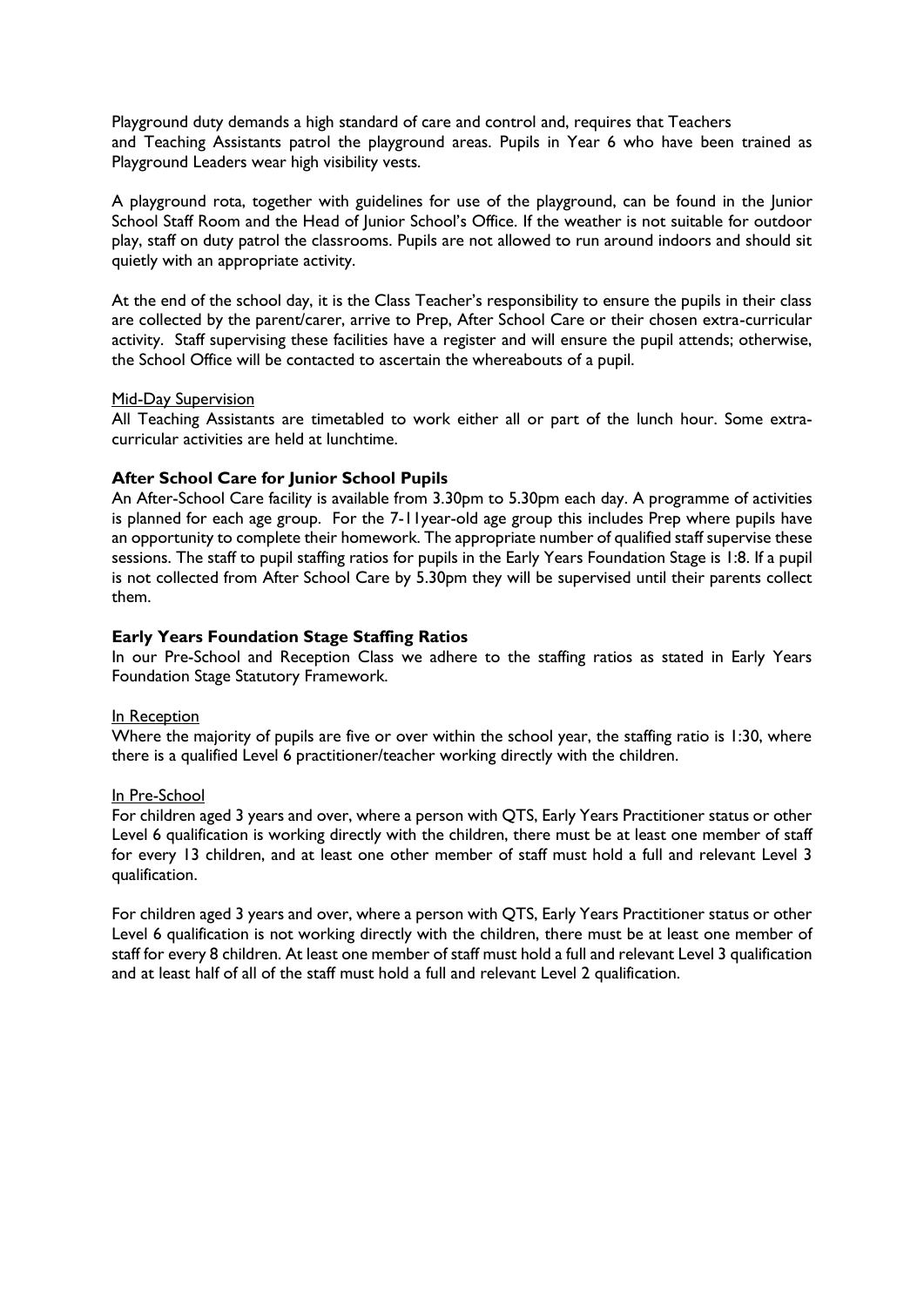Playground duty demands a high standard of care and control and, requires that Teachers and Teaching Assistants patrol the playground areas. Pupils in Year 6 who have been trained as Playground Leaders wear high visibility vests.

A playground rota, together with guidelines for use of the playground, can be found in the Junior School Staff Room and the Head of Junior School's Office. If the weather is not suitable for outdoor play, staff on duty patrol the classrooms. Pupils are not allowed to run around indoors and should sit quietly with an appropriate activity.

At the end of the school day, it is the Class Teacher's responsibility to ensure the pupils in their class are collected by the parent/carer, arrive to Prep, After School Care or their chosen extra-curricular activity. Staff supervising these facilities have a register and will ensure the pupil attends; otherwise, the School Office will be contacted to ascertain the whereabouts of a pupil.

Mid-Day Supervision

All Teaching Assistants are timetabled to work either all or part of the lunch hour. Some extra-curricular activities are held at lunchtime.

**After School Care for Junior School Pupils**

An After-School Care facility is available from 3.30pm to 5.30pm each day. A programme of activities is planned for each age group. For the 7-11year-old age group this includes Prep where pupils have an opportunity to complete their homework. The appropriate number of qualified staff supervise these sessions. The staff to pupil staffing ratios for pupils in the Early Years Foundation Stage is 1:8. If a pupil is not collected from After School Care by 5.30pm they will be supervised until their parents collect them.

**Early Years Foundation Stage Staffing Ratios**

In our Pre-School and Reception Class we adhere to the staffing ratios as stated in Early Years Foundation Stage Statutory Framework.

In Reception

Where the majority of pupils are five or over within the school year, the staffing ratio is 1:30, where there is a qualified Level 6 practitioner/teacher working directly with the children.

In Pre-School

For children aged 3 years and over, where a person with QTS, Early Years Practitioner status or other Level 6 qualification is working directly with the children, there must be at least one member of staff for every 13 children, and at least one other member of staff must hold a full and relevant Level 3 qualification.

For children aged 3 years and over, where a person with QTS, Early Years Practitioner status or other Level 6 qualification is not working directly with the children, there must be at least one member of staff for every 8 children. At least one member of staff must hold a full and relevant Level 3 qualification and at least half of all of the staff must hold a full and relevant Level 2 qualification.